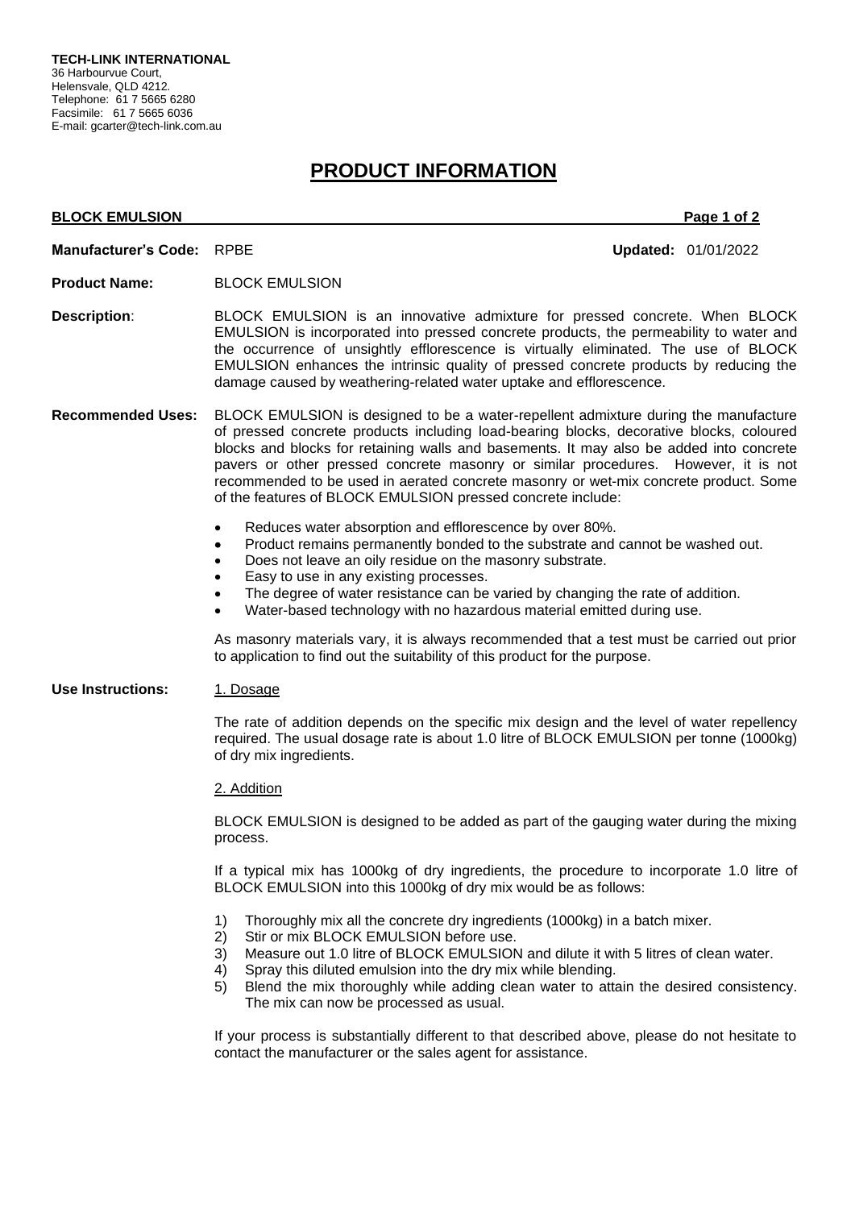**TECH-LINK INTERNATIONAL**
36 Harbourvue Court,
Helensvale, QLD 4212.
Telephone: 61 7 5665 6280
Facsimile: 61 7 5665 6036
E-mail: gcarter@tech-link.com.au

# PRODUCT INFORMATION

**BLOCK EMULSION**

**Manufacturer's Code:** RPBE

**Updated:** 01/01/2022

**Product Name:** BLOCK EMULSION

**Description**: BLOCK EMULSION is an innovative admixture for pressed concrete. When BLOCK EMULSION is incorporated into pressed concrete products, the permeability to water and the occurrence of unsightly efflorescence is virtually eliminated. The use of BLOCK EMULSION enhances the intrinsic quality of pressed concrete products by reducing the damage caused by weathering-related water uptake and efflorescence.

**Recommended Uses:** BLOCK EMULSION is designed to be a water-repellent admixture during the manufacture of pressed concrete products including load-bearing blocks, decorative blocks, coloured blocks and blocks for retaining walls and basements. It may also be added into concrete pavers or other pressed concrete masonry or similar procedures. However, it is not recommended to be used in aerated concrete masonry or wet-mix concrete product. Some of the features of BLOCK EMULSION pressed concrete include:

- Reduces water absorption and efflorescence by over 80%.
- Product remains permanently bonded to the substrate and cannot be washed out.
- Does not leave an oily residue on the masonry substrate.
- Easy to use in any existing processes.
- The degree of water resistance can be varied by changing the rate of addition.
- Water-based technology with no hazardous material emitted during use.

As masonry materials vary, it is always recommended that a test must be carried out prior to application to find out the suitability of this product for the purpose.

**Use Instructions:**

1. Dosage

The rate of addition depends on the specific mix design and the level of water repellency required. The usual dosage rate is about 1.0 litre of BLOCK EMULSION per tonne (1000kg) of dry mix ingredients.

2. Addition

BLOCK EMULSION is designed to be added as part of the gauging water during the mixing process.

If a typical mix has 1000kg of dry ingredients, the procedure to incorporate 1.0 litre of BLOCK EMULSION into this 1000kg of dry mix would be as follows:

1) Thoroughly mix all the concrete dry ingredients (1000kg) in a batch mixer.
2) Stir or mix BLOCK EMULSION before use.
3) Measure out 1.0 litre of BLOCK EMULSION and dilute it with 5 litres of clean water.
4) Spray this diluted emulsion into the dry mix while blending.
5) Blend the mix thoroughly while adding clean water to attain the desired consistency. The mix can now be processed as usual.

If your process is substantially different to that described above, please do not hesitate to contact the manufacturer or the sales agent for assistance.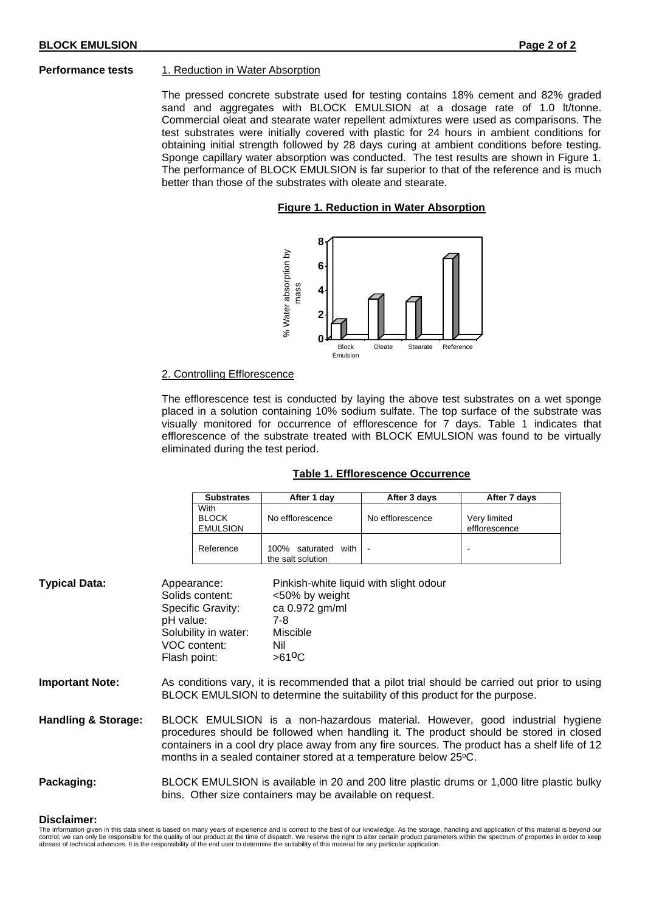**Performance tests**

1. Reduction in Water Absorption

The pressed concrete substrate used for testing contains 18% cement and 82% graded sand and aggregates with BLOCK EMULSION at a dosage rate of 1.0 lt/tonne. Commercial oleat and stearate water repellent admixtures were used as comparisons. The test substrates were initially covered with plastic for 24 hours in ambient conditions for obtaining initial strength followed by 28 days curing at ambient conditions before testing. Sponge capillary water absorption was conducted. The test results are shown in Figure 1. The performance of BLOCK EMULSION is far superior to that of the reference and is much better than those of the substrates with oleate and stearate.

**Figure 1. Reduction in Water Absorption**

% Water absorption by mass

8

6

4

2

0

Block Emulsion

Oleate

Stearate

Reference

2. Controlling Efflorescence

The efflorescence test is conducted by laying the above test substrates on a wet sponge placed in a solution containing 10% sodium sulfate. The top surface of the substrate was visually monitored for occurrence of efflorescence for 7 days. Table 1 indicates that efflorescence of the substrate treated with BLOCK EMULSION was found to be virtually eliminated during the test period.

**Table 1. Efflorescence Occurrence**

| Substrates | After 1 day | After 3 days | After 7 days |
|---|---|---|---|
| With BLOCK EMULSION | No efflorescence | No efflorescence | Very limited efflorescence |
| Reference | 100% saturated with the salt solution | - | - |

**Typical Data:**

Appearance: Pinkish-white liquid with slight odour
Solids content: <50% by weight
Specific Gravity: ca 0.972 gm/ml
pH value: 7-8
Solubility in water: Miscible
VOC content: Nil
Flash point: >61$^{o}$C

**Important Note:** As conditions vary, it is recommended that a pilot trial should be carried out prior to using BLOCK EMULSION to determine the suitability of this product for the purpose.

**Handling & Storage:** BLOCK EMULSION is a non-hazardous material. However, good industrial hygiene procedures should be followed when handling it. The product should be stored in closed containers in a cool dry place away from any fire sources. The product has a shelf life of 12 months in a sealed container stored at a temperature below 25$^{o}$C.

**Packaging:** BLOCK EMULSION is available in 20 and 200 litre plastic drums or 1,000 litre plastic bulky bins. Other size containers may be available on request.

**Disclaimer:**

The information given in this data sheet is based on many years of experience and is correct to the best of our knowledge. As the storage, handling and application of this material is beyond our control; we can only be responsible for the quality of our product at the time of dispatch. We reserve the right to alter certain product parameters within the spectrum of properties in order to keep abreast of technical advances. It is the responsibility of the end user to determine the suitability of this material for any particular application.